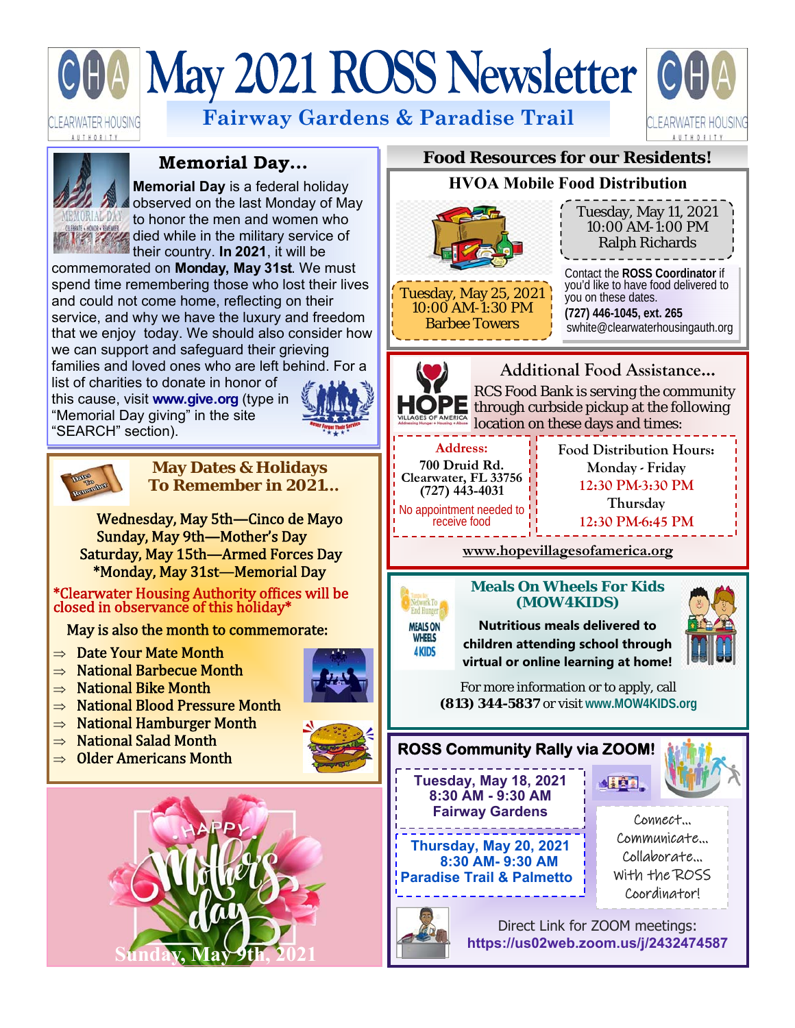# May 2021 ROSS Newsletter

## Fairway Gardens & Paradise Trail

### Memorial Day...

**Memorial Day** is a federal holiday observed on the last Monday of May to honor the men and women who died while in the military service of their country. **In 2021**, it will be commemorated on **Monday, May 31st**. We must spend time remembering those who lost their lives and could not come home, reflecting on their service, and why we have the luxury and freedom that we enjoy today. We should also consider how we can support and safeguard their grieving families and loved ones who are left behind. For a list of charities to donate in honor of this cause, visit **www.give.org** (type in "Memorial Day giving" in the site "SEARCH" section).

### May Dates & Holidays To Remember in 2021...

Wednesday, May 5th—Cinco de Mayo
Sunday, May 9th—Mother's Day
Saturday, May 15th—Armed Forces Day
*Monday, May 31st—Memorial Day

*Clearwater Housing Authority offices will be closed in observance of this holiday*

May is also the month to commemorate:

- Date Your Mate Month
- National Barbecue Month
- National Bike Month
- National Blood Pressure Month
- National Hamburger Month
- National Salad Month
- Older Americans Month

Happy Mother's Day
Sunday, May 9th, 2021

### Food Resources for our Residents!

#### HVOA Mobile Food Distribution

Tuesday, May 11, 2021
10:00 AM-1:00 PM
Ralph Richards

Tuesday, May 25, 2021
10:00 AM-1:30 PM
Barbee Towers

Contact the **ROSS Coordinator** if you'd like to have food delivered to you on these dates.
**(727) 446-1045, ext. 265**
swhite@clearwaterhousingauth.org

### Additional Food Assistance...

RCS Food Bank is serving the community through curbside pickup at the following location on these days and times:

**Address:**
700 Druid Rd.
Clearwater, FL 33756
(727) 443-4031
No appointment needed to receive food

**Food Distribution Hours:**
Monday - Friday
12:30 PM-3:30 PM
Thursday
12:30 PM-6:45 PM

www.hopevillagesofamerica.org

### Meals On Wheels For Kids (MOW4KIDS)

**Nutritious meals delivered to children attending school through virtual or online learning at home!**

For more information or to apply, call **(813) 344-5837** or visit **www.MOW4KIDS.org**

### ROSS Community Rally via ZOOM!

**Tuesday, May 18, 2021**
**8:30 AM - 9:30 AM**
**Fairway Gardens**

**Thursday, May 20, 2021**
**8:30 AM- 9:30 AM**
**Paradise Trail & Palmetto**

Connect... Communicate... Collaborate... with the ROSS Coordinator!

Direct Link for ZOOM meetings:
**https://us02web.zoom.us/j/2432474587**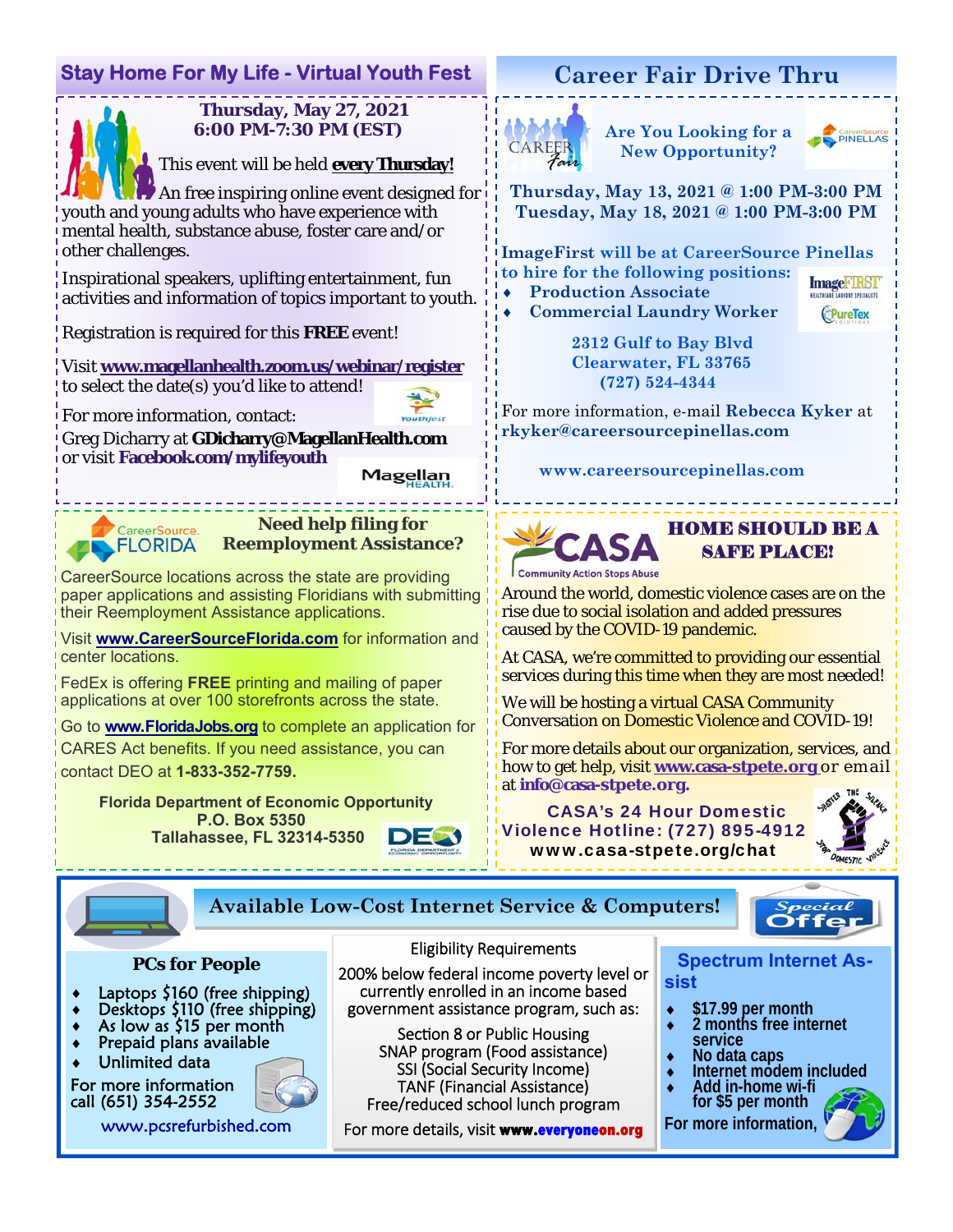## Stay Home For My Life - Virtual Youth Fest

**Thursday, May 27, 2021**
**6:00 PM-7:30 PM (EST)**

This event will be held **every Thursday!**

An free inspiring online event designed for youth and young adults who have experience with mental health, substance abuse, foster care and/or other challenges.

Inspirational speakers, uplifting entertainment, fun activities and information of topics important to youth.

Registration is required for this **FREE** event!

Visit **www.magellanhealth.zoom.us/webinar/register** to select the date(s) you'd like to attend!

For more information, contact:
Greg Dicharry at **GDicharry@MagellanHealth.com** or visit **Facebook.com/mylifeyouth**

Youthfest

Magellan HEALTH

## Career Fair Drive Thru

**Are You Looking for a New Opportunity?**

CareerSource PINELLAS

**Thursday, May 13, 2021 @ 1:00 PM-3:00 PM**
**Tuesday, May 18, 2021 @ 1:00 PM-3:00 PM**

**ImageFirst will be at CareerSource Pinellas to hire for the following positions:**

- **Production Associate**
- **Commercial Laundry Worker**

**2312 Gulf to Bay Blvd**
**Clearwater, FL 33765**
**(727) 524-4344**

For more information, e-mail **Rebecca Kyker** at **rkyker@careersourcepinellas.com**

**www.careersourcepinellas.com**

## Need help filing for Reemployment Assistance?

CareerSource FLORIDA

CareerSource locations across the state are providing paper applications and assisting Floridians with submitting their Reemployment Assistance applications.

Visit **www.CareerSourceFlorida.com** for information and center locations.

FedEx is offering **FREE** printing and mailing of paper applications at over 100 storefronts across the state.

Go to **www.FloridaJobs.org** to complete an application for CARES Act benefits. If you need assistance, you can contact DEO at **1-833-352-7759.**

**Florida Department of Economic Opportunity**
**P.O. Box 5350**
**Tallahassee, FL 32314-5350**

## HOME SHOULD BE A SAFE PLACE!

CASA — Community Action Stops Abuse

Around the world, domestic violence cases are on the rise due to social isolation and added pressures caused by the COVID-19 pandemic.

At CASA, we're committed to providing our essential services during this time when they are most needed!

We will be hosting a virtual CASA Community Conversation on Domestic Violence and COVID-19!

For more details about our organization, services, and how to get help, visit **www.casa-stpete.org** or email at **info@casa-stpete.org.**

**CASA's 24 Hour Domestic Violence Hotline: (727) 895-4912**
**www.casa-stpete.org/chat**

## Available Low-Cost Internet Service & Computers!

Special Offer

### PCs for People

- Laptops $160 (free shipping)
- Desktops $110 (free shipping)
- As low as $15 per month
- Prepaid plans available
- Unlimited data

For more information call (651) 354-2552

www.pcsrefurbished.com

### Eligibility Requirements

200% below federal income poverty level or currently enrolled in an income based government assistance program, such as:

Section 8 or Public Housing
SNAP program (Food assistance)
SSI (Social Security Income)
TANF (Financial Assistance)
Free/reduced school lunch program

For more details, visit **www.everyoneon.org**

### Spectrum Internet Assist

- **$17.99 per month**
- **2 months free internet service**
- **No data caps**
- **Internet modem included**
- **Add in-home wi-fi for $5 per month**

**For more information,**